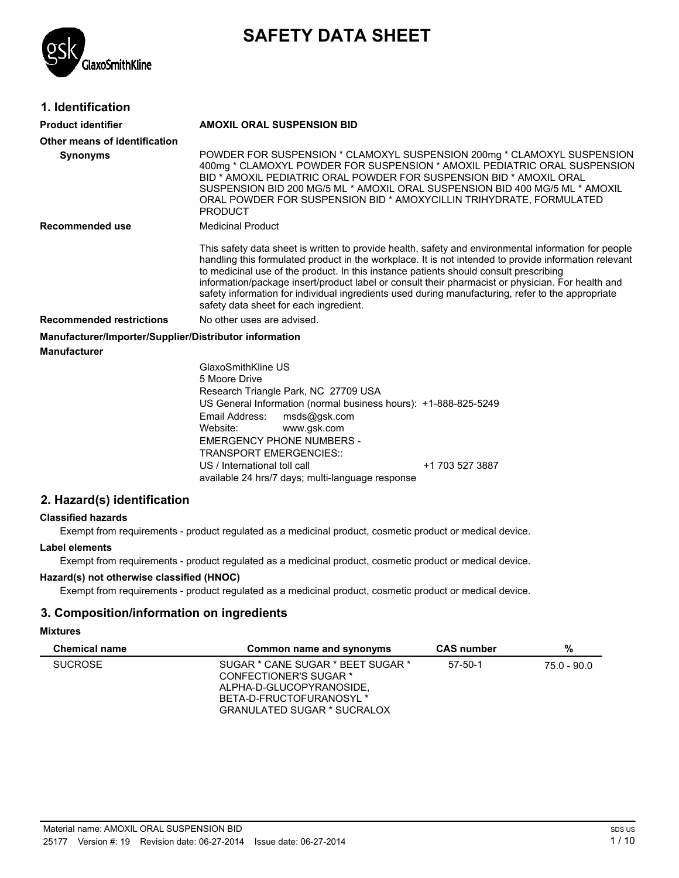# SAFETY DATA SHEET

## 1. Identification

**Product identifier** **AMOXIL ORAL SUSPENSION BID**

**Other means of identification**

**Synonyms** POWDER FOR SUSPENSION * CLAMOXYL SUSPENSION 200mg * CLAMOXYL SUSPENSION 400mg * CLAMOXYL POWDER FOR SUSPENSION * AMOXIL PEDIATRIC ORAL SUSPENSION BID * AMOXIL PEDIATRIC ORAL POWDER FOR SUSPENSION BID * AMOXIL ORAL SUSPENSION BID 200 MG/5 ML * AMOXIL ORAL SUSPENSION BID 400 MG/5 ML * AMOXIL ORAL POWDER FOR SUSPENSION BID * AMOXYCILLIN TRIHYDRATE, FORMULATED PRODUCT

**Recommended use** Medicinal Product

This safety data sheet is written to provide health, safety and environmental information for people handling this formulated product in the workplace. It is not intended to provide information relevant to medicinal use of the product. In this instance patients should consult prescribing information/package insert/product label or consult their pharmacist or physician. For health and safety information for individual ingredients used during manufacturing, refer to the appropriate safety data sheet for each ingredient.

**Recommended restrictions** No other uses are advised.

**Manufacturer/Importer/Supplier/Distributor information**

**Manufacturer**

GlaxoSmithKline US
5 Moore Drive
Research Triangle Park, NC 27709 USA
US General Information (normal business hours): +1-888-825-5249
Email Address: msds@gsk.com
Website: www.gsk.com
EMERGENCY PHONE NUMBERS -
TRANSPORT EMERGENCIES::
US / International toll call +1 703 527 3887
available 24 hrs/7 days; multi-language response

## 2. Hazard(s) identification

**Classified hazards**

Exempt from requirements - product regulated as a medicinal product, cosmetic product or medical device.

**Label elements**

Exempt from requirements - product regulated as a medicinal product, cosmetic product or medical device.

**Hazard(s) not otherwise classified (HNOC)**

Exempt from requirements - product regulated as a medicinal product, cosmetic product or medical device.

## 3. Composition/information on ingredients

**Mixtures**

| Chemical name | Common name and synonyms | CAS number | % |
|---|---|---|---|
| SUCROSE | SUGAR * CANE SUGAR * BEET SUGAR * CONFECTIONER'S SUGAR * ALPHA-D-GLUCOPYRANOSIDE, BETA-D-FRUCTOFURANOSYL * GRANULATED SUGAR * SUCRALOX | 57-50-1 | 75.0 - 90.0 |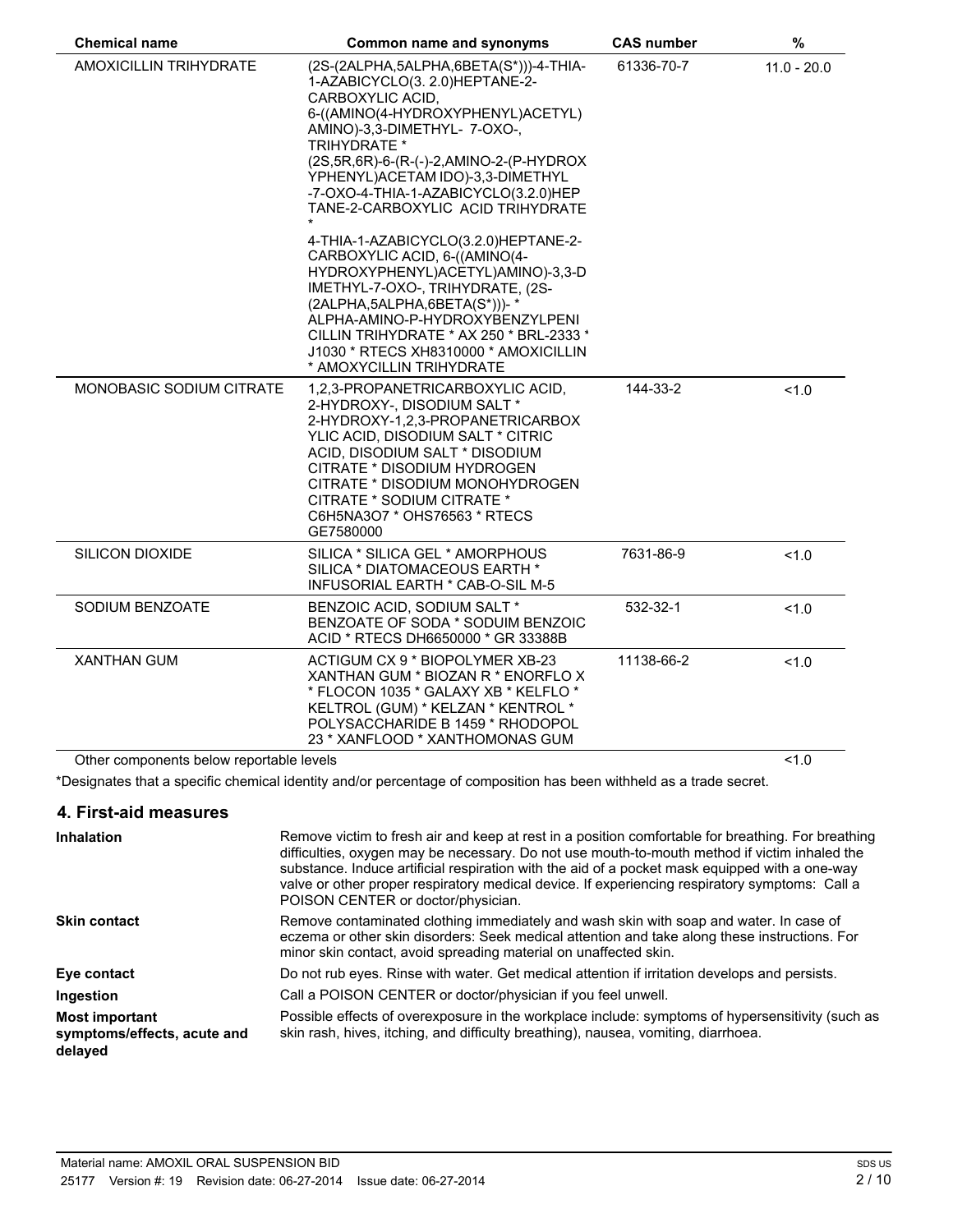| Chemical name | Common name and synonyms | CAS number | % |
| --- | --- | --- | --- |
| AMOXICILLIN TRIHYDRATE | (2S-(2ALPHA,5ALPHA,6BETA(S*)))-4-THIA-1-AZABICYCLO(3. 2.0)HEPTANE-2-CARBOXYLIC ACID, 6-((AMINO(4-HYDROXYPHENYL)ACETYL) AMINO)-3,3-DIMETHYL- 7-OXO-, TRIHYDRATE * (2S,5R,6R)-6-(R-(-)-2,AMINO-2-(P-HYDROXYPHENYL)ACETAM IDO)-3,3-DIMETHYL -7-OXO-4-THIA-1-AZABICYCLO(3.2.0)HEPTANE-2-CARBOXYLIC ACID TRIHYDRATE * 4-THIA-1-AZABICYCLO(3.2.0)HEPTANE-2-CARBOXYLIC ACID, 6-((AMINO(4-HYDROXYPHENYL)ACETYL)AMINO)-3,3-DIMETHYL-7-OXO-, TRIHYDRATE, (2S-(2ALPHA,5ALPHA,6BETA(S*)))- * ALPHA-AMINO-P-HYDROXYBENZYLPENICILLIN TRIHYDRATE * AX 250 * BRL-2333 * J1030 * RTECS XH8310000 * AMOXICILLIN * AMOXYCILLIN TRIHYDRATE | 61336-70-7 | 11.0 - 20.0 |
| MONOBASIC SODIUM CITRATE | 1,2,3-PROPANETRICARBOXYLIC ACID, 2-HYDROXY-, DISODIUM SALT * 2-HYDROXY-1,2,3-PROPANETRICARBOXYLIC ACID, DISODIUM SALT * CITRIC ACID, DISODIUM SALT * DISODIUM CITRATE * DISODIUM HYDROGEN CITRATE * DISODIUM MONOHYDROGEN CITRATE * SODIUM CITRATE * C6H5NA3O7 * OHS76563 * RTECS GE7580000 | 144-33-2 | <1.0 |
| SILICON DIOXIDE | SILICA * SILICA GEL * AMORPHOUS SILICA * DIATOMACEOUS EARTH * INFUSORIAL EARTH * CAB-O-SIL M-5 | 7631-86-9 | <1.0 |
| SODIUM BENZOATE | BENZOIC ACID, SODIUM SALT * BENZOATE OF SODA * SODUIM BENZOIC ACID * RTECS DH6650000 * GR 33388B | 532-32-1 | <1.0 |
| XANTHAN GUM | ACTIGUM CX 9 * BIOPOLYMER XB-23 XANTHAN GUM * BIOZAN R * ENORFLO X * FLOCON 1035 * GALAXY XB * KELFLO * KELTROL (GUM) * KELZAN * KENTROL * POLYSACCHARIDE B 1459 * RHODOPOL 23 * XANFLOOD * XANTHOMONAS GUM | 11138-66-2 | <1.0 |
| Other components below reportable levels | | | <1.0 |

*Designates that a specific chemical identity and/or percentage of composition has been withheld as a trade secret.

## 4. First-aid measures

**Inhalation**
Remove victim to fresh air and keep at rest in a position comfortable for breathing. For breathing difficulties, oxygen may be necessary. Do not use mouth-to-mouth method if victim inhaled the substance. Induce artificial respiration with the aid of a pocket mask equipped with a one-way valve or other proper respiratory medical device. If experiencing respiratory symptoms: Call a POISON CENTER or doctor/physician.

**Skin contact**
Remove contaminated clothing immediately and wash skin with soap and water. In case of eczema or other skin disorders: Seek medical attention and take along these instructions. For minor skin contact, avoid spreading material on unaffected skin.

**Eye contact**
Do not rub eyes. Rinse with water. Get medical attention if irritation develops and persists.

**Ingestion**
Call a POISON CENTER or doctor/physician if you feel unwell.

**Most important symptoms/effects, acute and delayed**
Possible effects of overexposure in the workplace include: symptoms of hypersensitivity (such as skin rash, hives, itching, and difficulty breathing), nausea, vomiting, diarrhoea.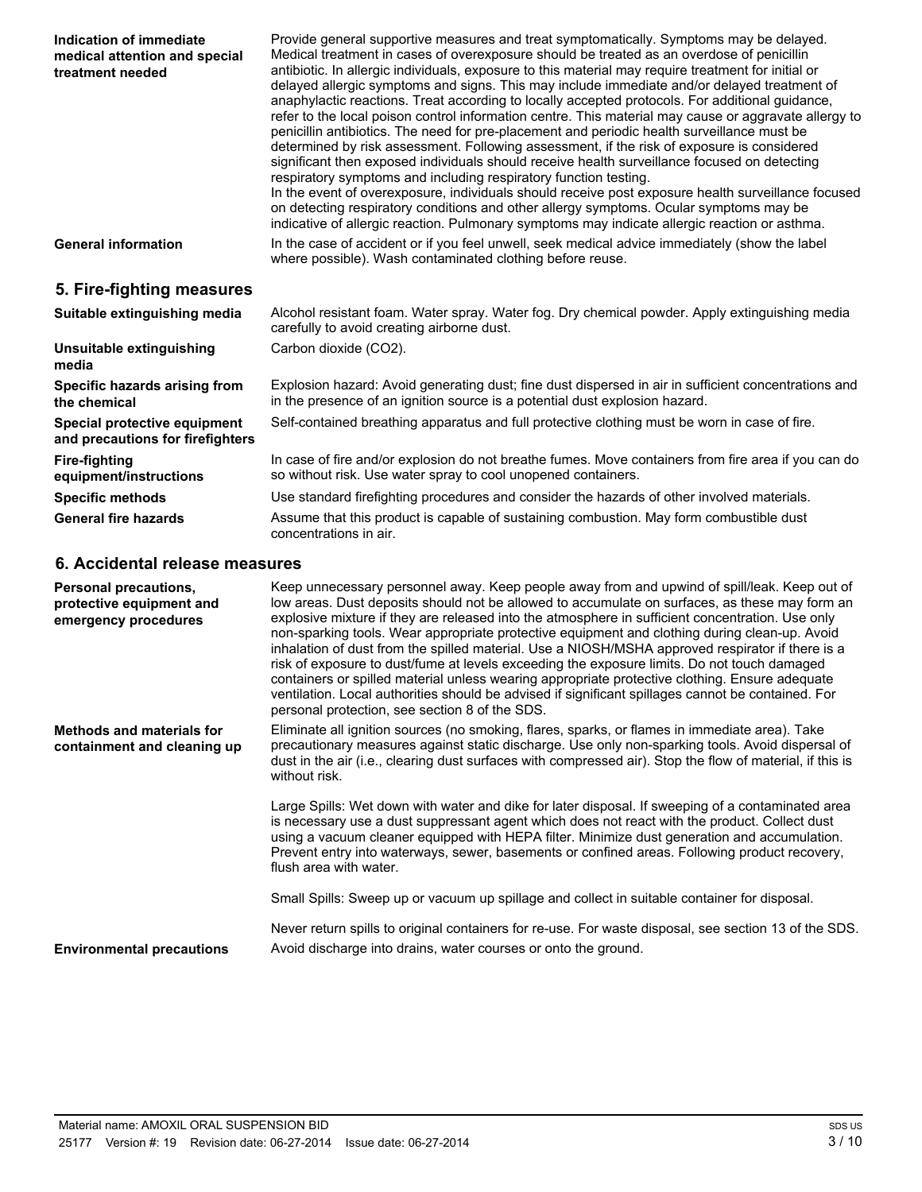**Indication of immediate medical attention and special treatment needed**

Provide general supportive measures and treat symptomatically. Symptoms may be delayed. Medical treatment in cases of overexposure should be treated as an overdose of penicillin antibiotic. In allergic individuals, exposure to this material may require treatment for initial or delayed allergic symptoms and signs. This may include immediate and/or delayed treatment of anaphylactic reactions. Treat according to locally accepted protocols. For additional guidance, refer to the local poison control information centre. This material may cause or aggravate allergy to penicillin antibiotics. The need for pre-placement and periodic health surveillance must be determined by risk assessment. Following assessment, if the risk of exposure is considered significant then exposed individuals should receive health surveillance focused on detecting respiratory symptoms and including respiratory function testing.
In the event of overexposure, individuals should receive post exposure health surveillance focused on detecting respiratory conditions and other allergy symptoms. Ocular symptoms may be indicative of allergic reaction. Pulmonary symptoms may indicate allergic reaction or asthma.

**General information**

In the case of accident or if you feel unwell, seek medical advice immediately (show the label where possible). Wash contaminated clothing before reuse.

## 5. Fire-fighting measures

**Suitable extinguishing media**

Alcohol resistant foam. Water spray. Water fog. Dry chemical powder. Apply extinguishing media carefully to avoid creating airborne dust.

**Unsuitable extinguishing media**

Carbon dioxide ($CO_2$).

**Specific hazards arising from the chemical**

Explosion hazard: Avoid generating dust; fine dust dispersed in air in sufficient concentrations and in the presence of an ignition source is a potential dust explosion hazard.

**Special protective equipment and precautions for firefighters**

Self-contained breathing apparatus and full protective clothing must be worn in case of fire.

**Fire-fighting equipment/instructions**

In case of fire and/or explosion do not breathe fumes. Move containers from fire area if you can do so without risk. Use water spray to cool unopened containers.

**Specific methods**

Use standard firefighting procedures and consider the hazards of other involved materials.

**General fire hazards**

Assume that this product is capable of sustaining combustion. May form combustible dust concentrations in air.

## 6. Accidental release measures

**Personal precautions, protective equipment and emergency procedures**

Keep unnecessary personnel away. Keep people away from and upwind of spill/leak. Keep out of low areas. Dust deposits should not be allowed to accumulate on surfaces, as these may form an explosive mixture if they are released into the atmosphere in sufficient concentration. Use only non-sparking tools. Wear appropriate protective equipment and clothing during clean-up. Avoid inhalation of dust from the spilled material. Use a NIOSH/MSHA approved respirator if there is a risk of exposure to dust/fume at levels exceeding the exposure limits. Do not touch damaged containers or spilled material unless wearing appropriate protective clothing. Ensure adequate ventilation. Local authorities should be advised if significant spillages cannot be contained. For personal protection, see section 8 of the SDS.

**Methods and materials for containment and cleaning up**

Eliminate all ignition sources (no smoking, flares, sparks, or flames in immediate area). Take precautionary measures against static discharge. Use only non-sparking tools. Avoid dispersal of dust in the air (i.e., clearing dust surfaces with compressed air). Stop the flow of material, if this is without risk.

Large Spills: Wet down with water and dike for later disposal. If sweeping of a contaminated area is necessary use a dust suppressant agent which does not react with the product. Collect dust using a vacuum cleaner equipped with HEPA filter. Minimize dust generation and accumulation. Prevent entry into waterways, sewer, basements or confined areas. Following product recovery, flush area with water.

Small Spills: Sweep up or vacuum up spillage and collect in suitable container for disposal.

Never return spills to original containers for re-use. For waste disposal, see section 13 of the SDS.

**Environmental precautions**

Avoid discharge into drains, water courses or onto the ground.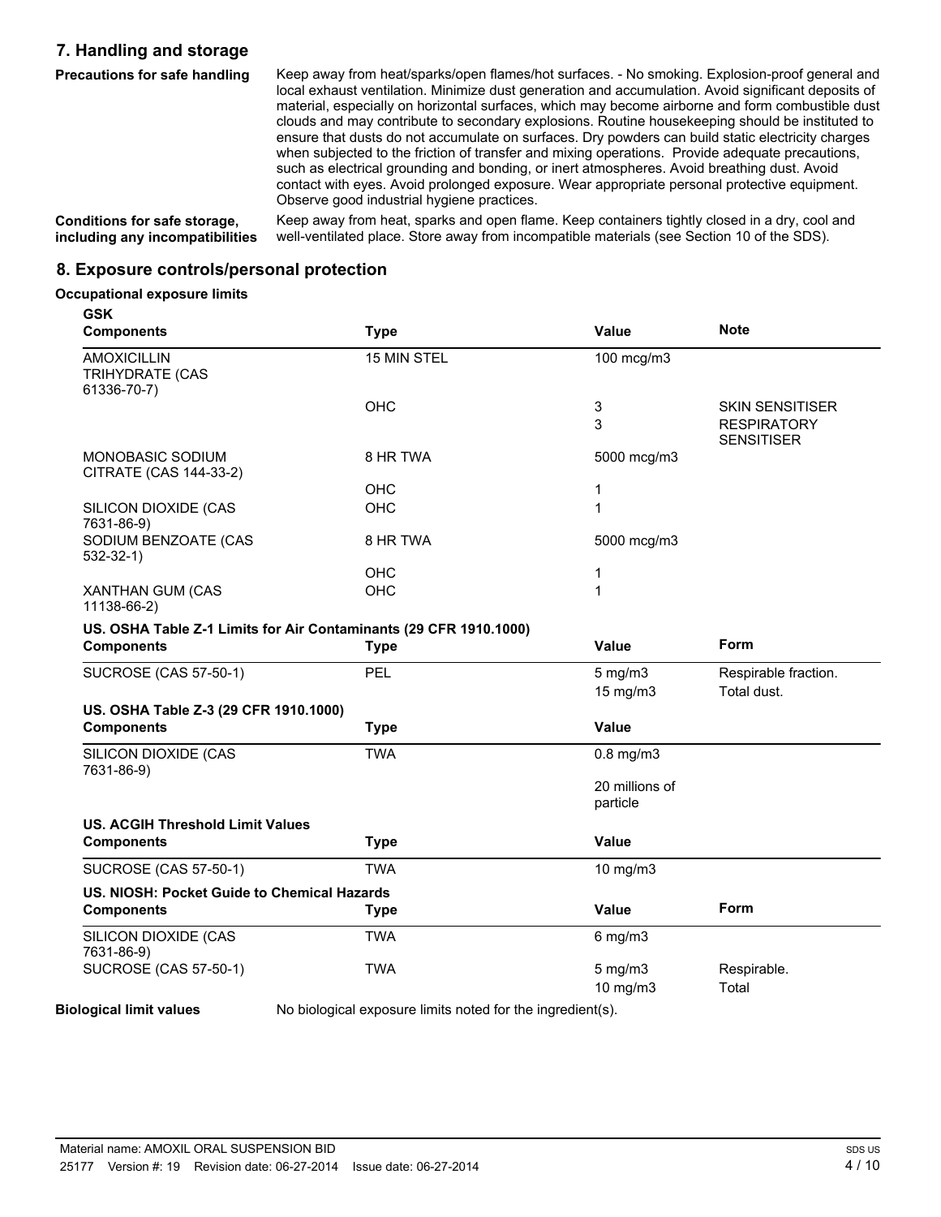## 7. Handling and storage

**Precautions for safe handling**

Keep away from heat/sparks/open flames/hot surfaces. - No smoking. Explosion-proof general and local exhaust ventilation. Minimize dust generation and accumulation. Avoid significant deposits of material, especially on horizontal surfaces, which may become airborne and form combustible dust clouds and may contribute to secondary explosions. Routine housekeeping should be instituted to ensure that dusts do not accumulate on surfaces. Dry powders can build static electricity charges when subjected to the friction of transfer and mixing operations. Provide adequate precautions, such as electrical grounding and bonding, or inert atmospheres. Avoid breathing dust. Avoid contact with eyes. Avoid prolonged exposure. Wear appropriate personal protective equipment. Observe good industrial hygiene practices.

**Conditions for safe storage, including any incompatibilities**

Keep away from heat, sparks and open flame. Keep containers tightly closed in a dry, cool and well-ventilated place. Store away from incompatible materials (see Section 10 of the SDS).

## 8. Exposure controls/personal protection

**Occupational exposure limits**

**GSK**

| Components | Type | Value | Note |
|---|---|---|---|
| AMOXICILLIN TRIHYDRATE (CAS 61336-70-7) | 15 MIN STEL | 100 mcg/m3 | |
| | OHC | 3 | SKIN SENSITISER |
| | | 3 | RESPIRATORY SENSITISER |
| MONOBASIC SODIUM CITRATE (CAS 144-33-2) | 8 HR TWA | 5000 mcg/m3 | |
| | OHC | 1 | |
| SILICON DIOXIDE (CAS 7631-86-9) | OHC | 1 | |
| SODIUM BENZOATE (CAS 532-32-1) | 8 HR TWA | 5000 mcg/m3 | |
| | OHC | 1 | |
| XANTHAN GUM (CAS 11138-66-2) | OHC | 1 | |

**US. OSHA Table Z-1 Limits for Air Contaminants (29 CFR 1910.1000)**

| Components | Type | Value | Form |
|---|---|---|---|
| SUCROSE (CAS 57-50-1) | PEL | 5 mg/m3 | Respirable fraction. |
| | | 15 mg/m3 | Total dust. |

**US. OSHA Table Z-3 (29 CFR 1910.1000)**

| Components | Type | Value |
|---|---|---|
| SILICON DIOXIDE (CAS 7631-86-9) | TWA | 0.8 mg/m3 |
| | | 20 millions of particle |

**US. ACGIH Threshold Limit Values**

| Components | Type | Value |
|---|---|---|
| SUCROSE (CAS 57-50-1) | TWA | 10 mg/m3 |

**US. NIOSH: Pocket Guide to Chemical Hazards**

| Components | Type | Value | Form |
|---|---|---|---|
| SILICON DIOXIDE (CAS 7631-86-9) | TWA | 6 mg/m3 | |
| SUCROSE (CAS 57-50-1) | TWA | 5 mg/m3 | Respirable. |
| | | 10 mg/m3 | Total |

**Biological limit values**

No biological exposure limits noted for the ingredient(s).

Material name: AMOXIL ORAL SUSPENSION BID
25177 Version #: 19 Revision date: 06-27-2014 Issue date: 06-27-2014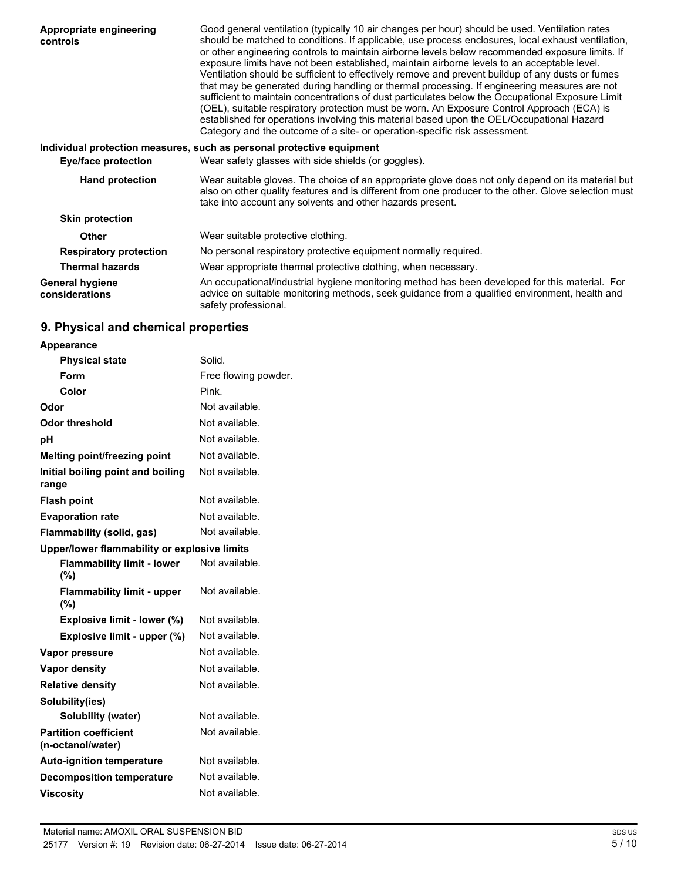| | |
|---|---|
| **Appropriate engineering controls** | Good general ventilation (typically 10 air changes per hour) should be used. Ventilation rates should be matched to conditions. If applicable, use process enclosures, local exhaust ventilation, or other engineering controls to maintain airborne levels below recommended exposure limits. If exposure limits have not been established, maintain airborne levels to an acceptable level. Ventilation should be sufficient to effectively remove and prevent buildup of any dusts or fumes that may be generated during handling or thermal processing. If engineering measures are not sufficient to maintain concentrations of dust particulates below the Occupational Exposure Limit (OEL), suitable respiratory protection must be worn. An Exposure Control Approach (ECA) is established for operations involving this material based upon the OEL/Occupational Hazard Category and the outcome of a site- or operation-specific risk assessment. |

**Individual protection measures, such as personal protective equipment**

| | |
|---|---|
| **Eye/face protection** | Wear safety glasses with side shields (or goggles). |
| **Hand protection** | Wear suitable gloves. The choice of an appropriate glove does not only depend on its material but also on other quality features and is different from one producer to the other. Glove selection must take into account any solvents and other hazards present. |
| **Skin protection** | |
| **Other** | Wear suitable protective clothing. |
| **Respiratory protection** | No personal respiratory protective equipment normally required. |
| **Thermal hazards** | Wear appropriate thermal protective clothing, when necessary. |
| **General hygiene considerations** | An occupational/industrial hygiene monitoring method has been developed for this material. For advice on suitable monitoring methods, seek guidance from a qualified environment, health and safety professional. |

## 9. Physical and chemical properties

| | |
|---|---|
| **Appearance** | |
| **Physical state** | Solid. |
| **Form** | Free flowing powder. |
| **Color** | Pink. |
| **Odor** | Not available. |
| **Odor threshold** | Not available. |
| **pH** | Not available. |
| **Melting point/freezing point** | Not available. |
| **Initial boiling point and boiling range** | Not available. |
| **Flash point** | Not available. |
| **Evaporation rate** | Not available. |
| **Flammability (solid, gas)** | Not available. |
| **Upper/lower flammability or explosive limits** | |
| **Flammability limit - lower (%)** | Not available. |
| **Flammability limit - upper (%)** | Not available. |
| **Explosive limit - lower (%)** | Not available. |
| **Explosive limit - upper (%)** | Not available. |
| **Vapor pressure** | Not available. |
| **Vapor density** | Not available. |
| **Relative density** | Not available. |
| **Solubility(ies)** | |
| **Solubility (water)** | Not available. |
| **Partition coefficient (n-octanol/water)** | Not available. |
| **Auto-ignition temperature** | Not available. |
| **Decomposition temperature** | Not available. |
| **Viscosity** | Not available. |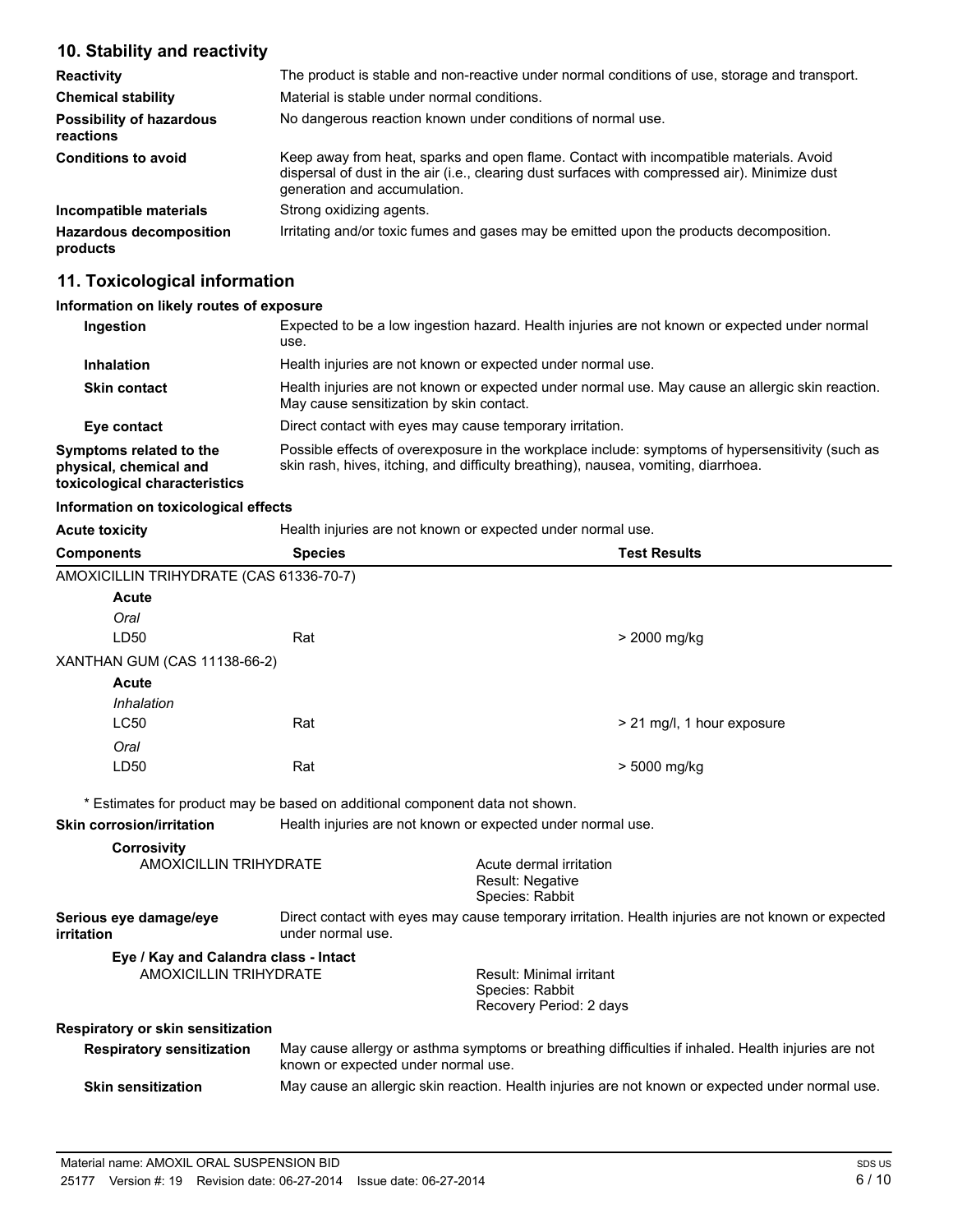## 10. Stability and reactivity

| | |
|---|---|
| **Reactivity** | The product is stable and non-reactive under normal conditions of use, storage and transport. |
| **Chemical stability** | Material is stable under normal conditions. |
| **Possibility of hazardous reactions** | No dangerous reaction known under conditions of normal use. |
| **Conditions to avoid** | Keep away from heat, sparks and open flame. Contact with incompatible materials. Avoid dispersal of dust in the air (i.e., clearing dust surfaces with compressed air). Minimize dust generation and accumulation. |
| **Incompatible materials** | Strong oxidizing agents. |
| **Hazardous decomposition products** | Irritating and/or toxic fumes and gases may be emitted upon the products decomposition. |

## 11. Toxicological information

### Information on likely routes of exposure

| | |
|---|---|
| **Ingestion** | Expected to be a low ingestion hazard. Health injuries are not known or expected under normal use. |
| **Inhalation** | Health injuries are not known or expected under normal use. |
| **Skin contact** | Health injuries are not known or expected under normal use. May cause an allergic skin reaction. May cause sensitization by skin contact. |
| **Eye contact** | Direct contact with eyes may cause temporary irritation. |
| **Symptoms related to the physical, chemical and toxicological characteristics** | Possible effects of overexposure in the workplace include: symptoms of hypersensitivity (such as skin rash, hives, itching, and difficulty breathing), nausea, vomiting, diarrhoea. |

### Information on toxicological effects

**Acute toxicity** Health injuries are not known or expected under normal use.

| Components | Species | Test Results |
|---|---|---|
| AMOXICILLIN TRIHYDRATE (CAS 61336-70-7) | | |
| **Acute** | | |
| *Oral* | | |
| LD50 | Rat | > 2000 mg/kg |
| XANTHAN GUM (CAS 11138-66-2) | | |
| **Acute** | | |
| *Inhalation* | | |
| LC50 | Rat | > 21 mg/l, 1 hour exposure |
| *Oral* | | |
| LD50 | Rat | > 5000 mg/kg |

\* Estimates for product may be based on additional component data not shown.

**Skin corrosion/irritation** Health injuries are not known or expected under normal use.

**Corrosivity**

AMOXICILLIN TRIHYDRATE — Acute dermal irritation; Result: Negative; Species: Rabbit

**Serious eye damage/eye irritation** Direct contact with eyes may cause temporary irritation. Health injuries are not known or expected under normal use.

**Eye / Kay and Calandra class - Intact**

AMOXICILLIN TRIHYDRATE — Result: Minimal irritant; Species: Rabbit; Recovery Period: 2 days

**Respiratory or skin sensitization**

| | |
|---|---|
| **Respiratory sensitization** | May cause allergy or asthma symptoms or breathing difficulties if inhaled. Health injuries are not known or expected under normal use. |
| **Skin sensitization** | May cause an allergic skin reaction. Health injuries are not known or expected under normal use. |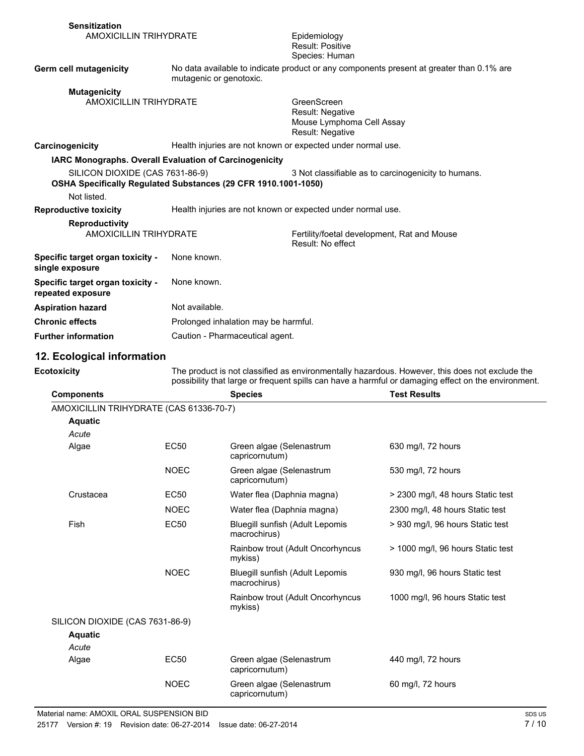**Sensitization**

AMOXICILLIN TRIHYDRATE — Epidemiology
Result: Positive
Species: Human

**Germ cell mutagenicity** — No data available to indicate product or any components present at greater than 0.1% are mutagenic or genotoxic.

**Mutagenicity**

AMOXICILLIN TRIHYDRATE — GreenScreen
Result: Negative
Mouse Lymphoma Cell Assay
Result: Negative

**Carcinogenicity** — Health injuries are not known or expected under normal use.

**IARC Monographs. Overall Evaluation of Carcinogenicity**

SILICON DIOXIDE (CAS 7631-86-9) — 3 Not classifiable as to carcinogenicity to humans.

**OSHA Specifically Regulated Substances (29 CFR 1910.1001-1050)**

Not listed.

**Reproductive toxicity** — Health injuries are not known or expected under normal use.

**Reproductivity**

AMOXICILLIN TRIHYDRATE — Fertility/foetal development, Rat and Mouse
Result: No effect

**Specific target organ toxicity - single exposure** — None known.

**Specific target organ toxicity - repeated exposure** — None known.

**Aspiration hazard** — Not available.

**Chronic effects** — Prolonged inhalation may be harmful.

**Further information** — Caution - Pharmaceutical agent.

## 12. Ecological information

**Ecotoxicity** — The product is not classified as environmentally hazardous. However, this does not exclude the possibility that large or frequent spills can have a harmful or damaging effect on the environment.

| Components | | Species | Test Results |
|---|---|---|---|
| AMOXICILLIN TRIHYDRATE (CAS 61336-70-7) | | | |
| **Aquatic** | | | |
| *Acute* | | | |
| Algae | EC50 | Green algae (Selenastrum capricornutum) | 630 mg/l, 72 hours |
| | NOEC | Green algae (Selenastrum capricornutum) | 530 mg/l, 72 hours |
| Crustacea | EC50 | Water flea (Daphnia magna) | > 2300 mg/l, 48 hours Static test |
| | NOEC | Water flea (Daphnia magna) | 2300 mg/l, 48 hours Static test |
| Fish | EC50 | Bluegill sunfish (Adult Lepomis macrochirus) | > 930 mg/l, 96 hours Static test |
| | | Rainbow trout (Adult Oncorhyncus mykiss) | > 1000 mg/l, 96 hours Static test |
| | NOEC | Bluegill sunfish (Adult Lepomis macrochirus) | 930 mg/l, 96 hours Static test |
| | | Rainbow trout (Adult Oncorhyncus mykiss) | 1000 mg/l, 96 hours Static test |
| SILICON DIOXIDE (CAS 7631-86-9) | | | |
| **Aquatic** | | | |
| *Acute* | | | |
| Algae | EC50 | Green algae (Selenastrum capricornutum) | 440 mg/l, 72 hours |
| | NOEC | Green algae (Selenastrum capricornutum) | 60 mg/l, 72 hours |

Material name: AMOXIL ORAL SUSPENSION BID
25177 Version #: 19 Revision date: 06-27-2014 Issue date: 06-27-2014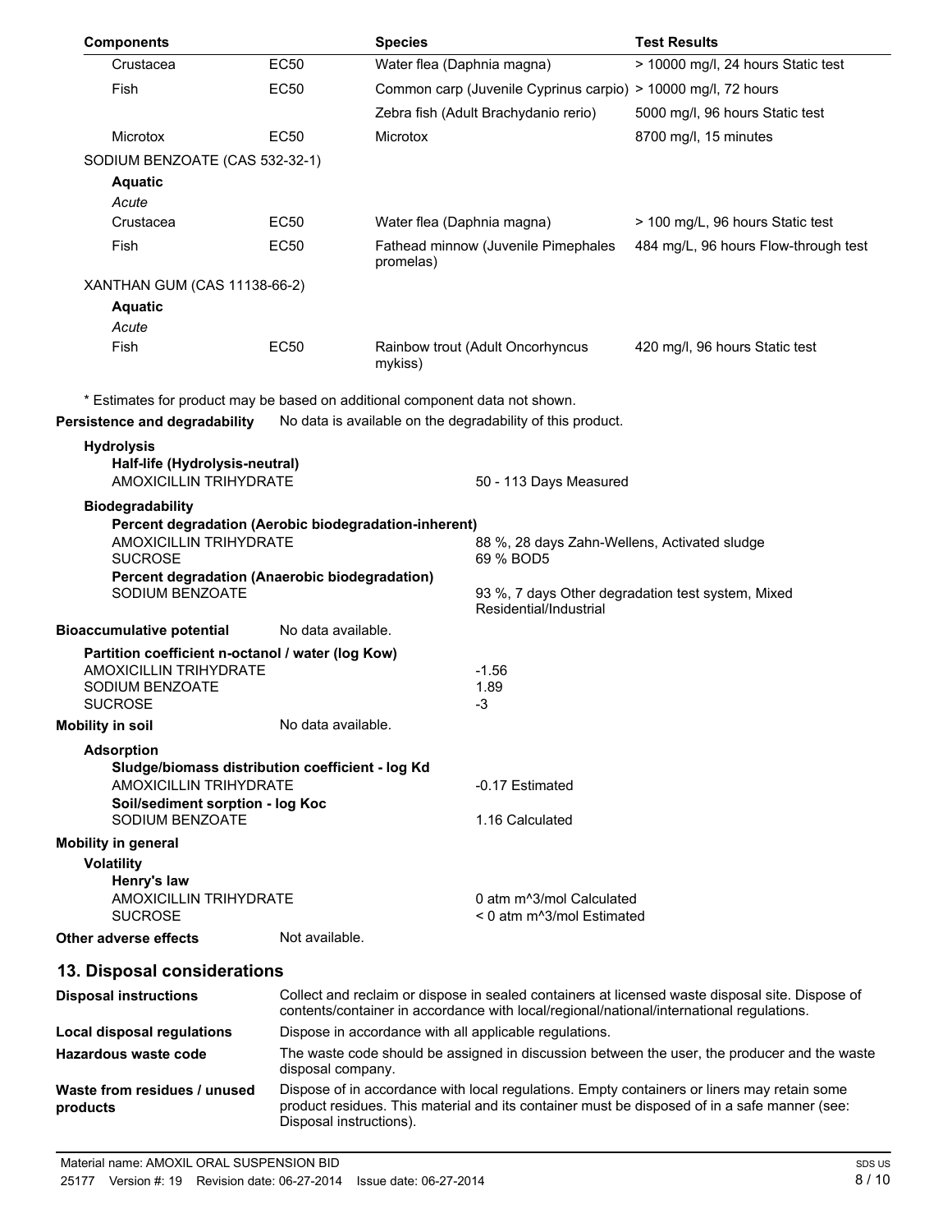| Components | | Species | Test Results |
|---|---|---|---|
| Crustacea | EC50 | Water flea (Daphnia magna) | > 10000 mg/l, 24 hours Static test |
| Fish | EC50 | Common carp (Juvenile Cyprinus carpio) | > 10000 mg/l, 72 hours |
| | | Zebra fish (Adult Brachydanio rerio) | 5000 mg/l, 96 hours Static test |
| Microtox | EC50 | Microtox | 8700 mg/l, 15 minutes |
| SODIUM BENZOATE (CAS 532-32-1) | | | |
| **Aquatic** | | | |
| *Acute* | | | |
| Crustacea | EC50 | Water flea (Daphnia magna) | > 100 mg/L, 96 hours Static test |
| Fish | EC50 | Fathead minnow (Juvenile Pimephales promelas) | 484 mg/L, 96 hours Flow-through test |
| XANTHAN GUM (CAS 11138-66-2) | | | |
| **Aquatic** | | | |
| *Acute* | | | |
| Fish | EC50 | Rainbow trout (Adult Oncorhyncus mykiss) | 420 mg/l, 96 hours Static test |

* Estimates for product may be based on additional component data not shown.

**Persistence and degradability** No data is available on the degradability of this product.

**Hydrolysis**

**Half-life (Hydrolysis-neutral)**

AMOXICILLIN TRIHYDRATE 50 - 113 Days Measured

**Biodegradability**

**Percent degradation (Aerobic biodegradation-inherent)**

AMOXICILLIN TRIHYDRATE 88 %, 28 days Zahn-Wellens, Activated sludge

SUCROSE 69 % BOD5

**Percent degradation (Anaerobic biodegradation)**

SODIUM BENZOATE 93 %, 7 days Other degradation test system, Mixed Residential/Industrial

**Bioaccumulative potential** No data available.

**Partition coefficient n-octanol / water (log Kow)**

AMOXICILLIN TRIHYDRATE -1.56

SODIUM BENZOATE 1.89

SUCROSE -3

**Mobility in soil** No data available.

**Adsorption**

**Sludge/biomass distribution coefficient - log Kd**

AMOXICILLIN TRIHYDRATE -0.17 Estimated

**Soil/sediment sorption - log Koc**

SODIUM BENZOATE 1.16 Calculated

**Mobility in general**

**Volatility**

**Henry's law**

AMOXICILLIN TRIHYDRATE 0 atm m^3/mol Calculated

SUCROSE < 0 atm m^3/mol Estimated

**Other adverse effects** Not available.

## 13. Disposal considerations

**Disposal instructions** Collect and reclaim or dispose in sealed containers at licensed waste disposal site. Dispose of contents/container in accordance with local/regional/national/international regulations.

**Local disposal regulations** Dispose in accordance with all applicable regulations.

**Hazardous waste code** The waste code should be assigned in discussion between the user, the producer and the waste disposal company.

**Waste from residues / unused products** Dispose of in accordance with local regulations. Empty containers or liners may retain some product residues. This material and its container must be disposed of in a safe manner (see: Disposal instructions).

Material name: AMOXIL ORAL SUSPENSION BID

25177 Version #: 19 Revision date: 06-27-2014 Issue date: 06-27-2014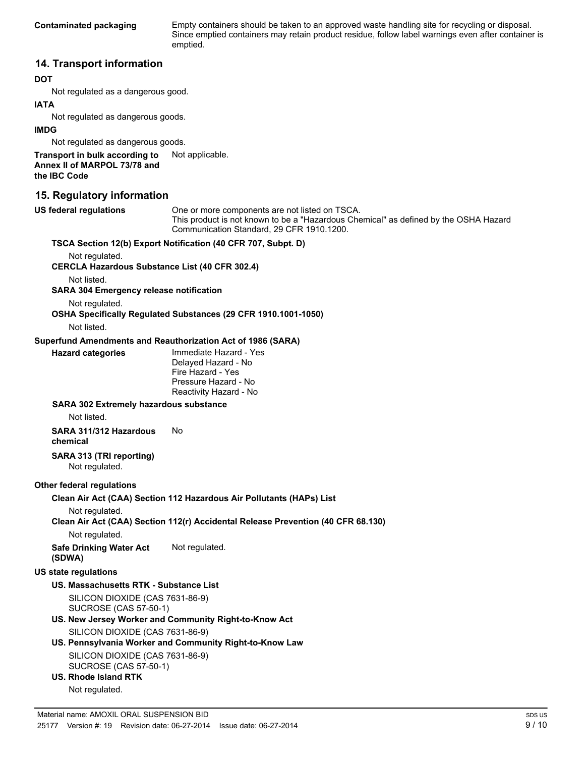**Contaminated packaging** Empty containers should be taken to an approved waste handling site for recycling or disposal. Since emptied containers may retain product residue, follow label warnings even after container is emptied.

## 14. Transport information

**DOT**

Not regulated as a dangerous good.

**IATA**

Not regulated as dangerous goods.

**IMDG**

Not regulated as dangerous goods.

**Transport in bulk according to Annex II of MARPOL 73/78 and the IBC Code** Not applicable.

## 15. Regulatory information

**US federal regulations** One or more components are not listed on TSCA.
This product is not known to be a "Hazardous Chemical" as defined by the OSHA Hazard Communication Standard, 29 CFR 1910.1200.

**TSCA Section 12(b) Export Notification (40 CFR 707, Subpt. D)**

Not regulated.

**CERCLA Hazardous Substance List (40 CFR 302.4)**

Not listed.

**SARA 304 Emergency release notification**

Not regulated.

**OSHA Specifically Regulated Substances (29 CFR 1910.1001-1050)**

Not listed.

**Superfund Amendments and Reauthorization Act of 1986 (SARA)**

**Hazard categories**
Immediate Hazard - Yes
Delayed Hazard - No
Fire Hazard - Yes
Pressure Hazard - No
Reactivity Hazard - No

**SARA 302 Extremely hazardous substance**

Not listed.

**SARA 311/312 Hazardous chemical** No

**SARA 313 (TRI reporting)**

Not regulated.

**Other federal regulations**

**Clean Air Act (CAA) Section 112 Hazardous Air Pollutants (HAPs) List**

Not regulated.

**Clean Air Act (CAA) Section 112(r) Accidental Release Prevention (40 CFR 68.130)**

Not regulated.

**Safe Drinking Water Act (SDWA)** Not regulated.

**US state regulations**

**US. Massachusetts RTK - Substance List**

SILICON DIOXIDE (CAS 7631-86-9)
SUCROSE (CAS 57-50-1)

**US. New Jersey Worker and Community Right-to-Know Act**

SILICON DIOXIDE (CAS 7631-86-9)

**US. Pennsylvania Worker and Community Right-to-Know Law**

SILICON DIOXIDE (CAS 7631-86-9)
SUCROSE (CAS 57-50-1)

**US. Rhode Island RTK**

Not regulated.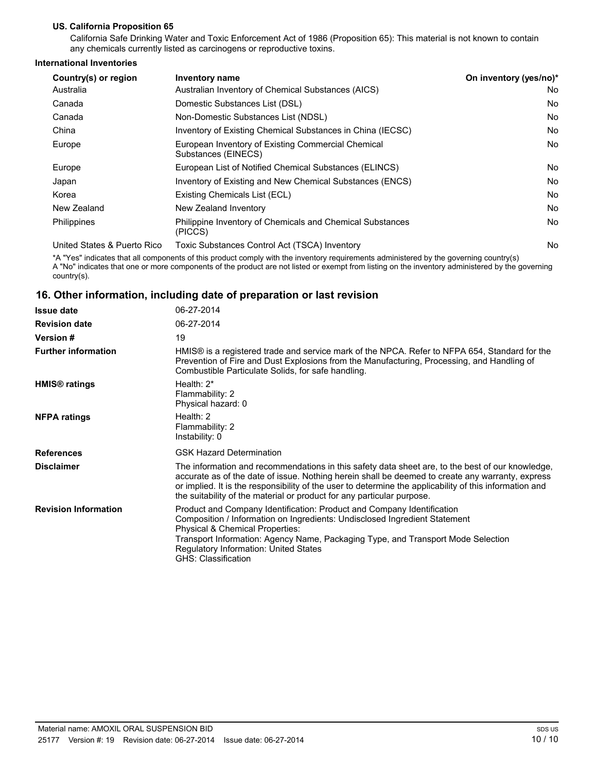**US. California Proposition 65**

California Safe Drinking Water and Toxic Enforcement Act of 1986 (Proposition 65): This material is not known to contain any chemicals currently listed as carcinogens or reproductive toxins.

**International Inventories**

| Country(s) or region | Inventory name | On inventory (yes/no)* |
|---|---|---|
| Australia | Australian Inventory of Chemical Substances (AICS) | No |
| Canada | Domestic Substances List (DSL) | No |
| Canada | Non-Domestic Substances List (NDSL) | No |
| China | Inventory of Existing Chemical Substances in China (IECSC) | No |
| Europe | European Inventory of Existing Commercial Chemical Substances (EINECS) | No |
| Europe | European List of Notified Chemical Substances (ELINCS) | No |
| Japan | Inventory of Existing and New Chemical Substances (ENCS) | No |
| Korea | Existing Chemicals List (ECL) | No |
| New Zealand | New Zealand Inventory | No |
| Philippines | Philippine Inventory of Chemicals and Chemical Substances (PICCS) | No |
| United States & Puerto Rico | Toxic Substances Control Act (TSCA) Inventory | No |

*A "Yes" indicates that all components of this product comply with the inventory requirements administered by the governing country(s)
A "No" indicates that one or more components of the product are not listed or exempt from listing on the inventory administered by the governing country(s).

## 16. Other information, including date of preparation or last revision

| | |
|---|---|
| **Issue date** | 06-27-2014 |
| **Revision date** | 06-27-2014 |
| **Version #** | 19 |
| **Further information** | HMIS® is a registered trade and service mark of the NPCA. Refer to NFPA 654, Standard for the Prevention of Fire and Dust Explosions from the Manufacturing, Processing, and Handling of Combustible Particulate Solids, for safe handling. |
| **HMIS® ratings** | Health: 2*<br>Flammability: 2<br>Physical hazard: 0 |
| **NFPA ratings** | Health: 2<br>Flammability: 2<br>Instability: 0 |
| **References** | GSK Hazard Determination |
| **Disclaimer** | The information and recommendations in this safety data sheet are, to the best of our knowledge, accurate as of the date of issue. Nothing herein shall be deemed to create any warranty, express or implied. It is the responsibility of the user to determine the applicability of this information and the suitability of the material or product for any particular purpose. |
| **Revision Information** | Product and Company Identification: Product and Company Identification<br>Composition / Information on Ingredients: Undisclosed Ingredient Statement<br>Physical & Chemical Properties:<br>Transport Information: Agency Name, Packaging Type, and Transport Mode Selection<br>Regulatory Information: United States<br>GHS: Classification |